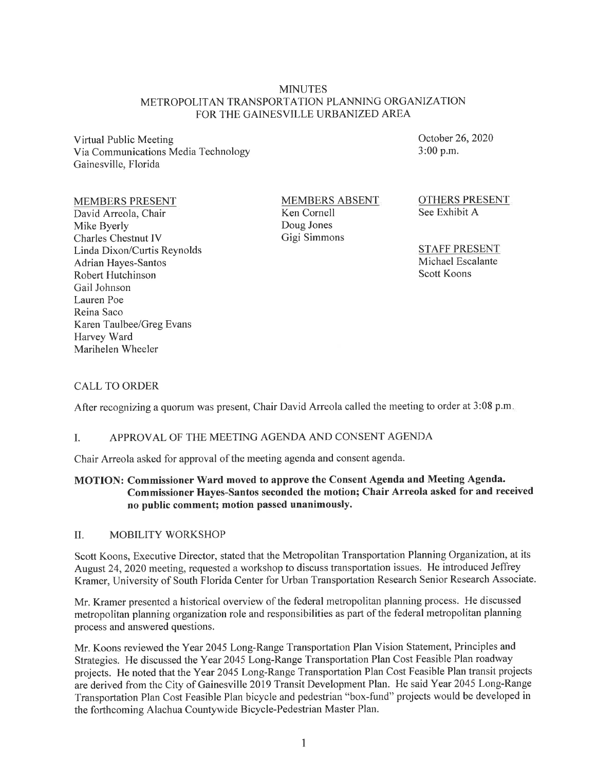# MINUTES
## METROPOLITAN TRANSPORTATION PLANNING ORGANIZATION FOR THE GAINESVILLE URBANIZED AREA

Virtual Public Meeting
Via Communications Media Technology
Gainesville, Florida

October 26, 2020
3:00 p.m.

**MEMBERS PRESENT**
David Arreola, Chair
Mike Byerly
Charles Chestnut IV
Linda Dixon/Curtis Reynolds
Adrian Hayes-Santos
Robert Hutchinson
Gail Johnson
Lauren Poe
Reina Saco
Karen Taulbee/Greg Evans
Harvey Ward
Marihelen Wheeler

**MEMBERS ABSENT**
Ken Cornell
Doug Jones
Gigi Simmons

**OTHERS PRESENT**
See Exhibit A

**STAFF PRESENT**
Michael Escalante
Scott Koons

## CALL TO ORDER

After recognizing a quorum was present, Chair David Arreola called the meeting to order at 3:08 p.m.

## I. APPROVAL OF THE MEETING AGENDA AND CONSENT AGENDA

Chair Arreola asked for approval of the meeting agenda and consent agenda.

**MOTION: Commissioner Ward moved to approve the Consent Agenda and Meeting Agenda. Commissioner Hayes-Santos seconded the motion; Chair Arreola asked for and received no public comment; motion passed unanimously.**

## II. MOBILITY WORKSHOP

Scott Koons, Executive Director, stated that the Metropolitan Transportation Planning Organization, at its August 24, 2020 meeting, requested a workshop to discuss transportation issues. He introduced Jeffrey Kramer, University of South Florida Center for Urban Transportation Research Senior Research Associate.

Mr. Kramer presented a historical overview of the federal metropolitan planning process. He discussed metropolitan planning organization role and responsibilities as part of the federal metropolitan planning process and answered questions.

Mr. Koons reviewed the Year 2045 Long-Range Transportation Plan Vision Statement, Principles and Strategies. He discussed the Year 2045 Long-Range Transportation Plan Cost Feasible Plan roadway projects. He noted that the Year 2045 Long-Range Transportation Plan Cost Feasible Plan transit projects are derived from the City of Gainesville 2019 Transit Development Plan. He said Year 2045 Long-Range Transportation Plan Cost Feasible Plan bicycle and pedestrian "box-fund" projects would be developed in the forthcoming Alachua Countywide Bicycle-Pedestrian Master Plan.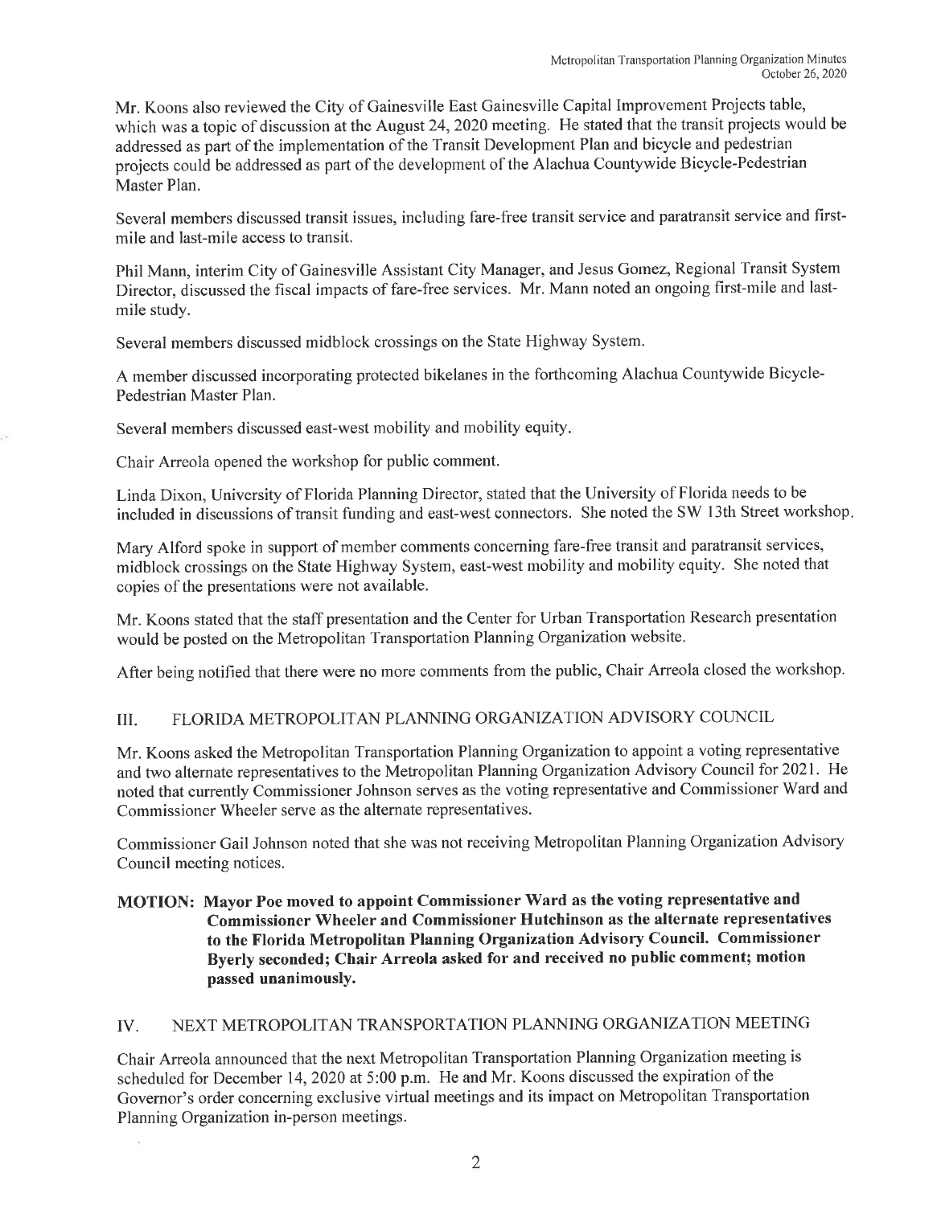Mr. Koons also reviewed the City of Gainesville East Gainesville Capital Improvement Projects table, which was a topic of discussion at the August 24, 2020 meeting. He stated that the transit projects would be addressed as part of the implementation of the Transit Development Plan and bicycle and pedestrian projects could be addressed as part of the development of the Alachua Countywide Bicycle-Pedestrian Master Plan.

Several members discussed transit issues, including fare-free transit service and paratransit service and first-mile and last-mile access to transit.

Phil Mann, interim City of Gainesville Assistant City Manager, and Jesus Gomez, Regional Transit System Director, discussed the fiscal impacts of fare-free services. Mr. Mann noted an ongoing first-mile and last-mile study.

Several members discussed midblock crossings on the State Highway System.

A member discussed incorporating protected bikelanes in the forthcoming Alachua Countywide Bicycle-Pedestrian Master Plan.

Several members discussed east-west mobility and mobility equity.

Chair Arreola opened the workshop for public comment.

Linda Dixon, University of Florida Planning Director, stated that the University of Florida needs to be included in discussions of transit funding and east-west connectors. She noted the SW 13th Street workshop.

Mary Alford spoke in support of member comments concerning fare-free transit and paratransit services, midblock crossings on the State Highway System, east-west mobility and mobility equity. She noted that copies of the presentations were not available.

Mr. Koons stated that the staff presentation and the Center for Urban Transportation Research presentation would be posted on the Metropolitan Transportation Planning Organization website.

After being notified that there were no more comments from the public, Chair Arreola closed the workshop.

## III. FLORIDA METROPOLITAN PLANNING ORGANIZATION ADVISORY COUNCIL

Mr. Koons asked the Metropolitan Transportation Planning Organization to appoint a voting representative and two alternate representatives to the Metropolitan Planning Organization Advisory Council for 2021. He noted that currently Commissioner Johnson serves as the voting representative and Commissioner Ward and Commissioner Wheeler serve as the alternate representatives.

Commissioner Gail Johnson noted that she was not receiving Metropolitan Planning Organization Advisory Council meeting notices.

**MOTION: Mayor Poe moved to appoint Commissioner Ward as the voting representative and Commissioner Wheeler and Commissioner Hutchinson as the alternate representatives to the Florida Metropolitan Planning Organization Advisory Council. Commissioner Byerly seconded; Chair Arreola asked for and received no public comment; motion passed unanimously.**

## IV. NEXT METROPOLITAN TRANSPORTATION PLANNING ORGANIZATION MEETING

Chair Arreola announced that the next Metropolitan Transportation Planning Organization meeting is scheduled for December 14, 2020 at 5:00 p.m. He and Mr. Koons discussed the expiration of the Governor's order concerning exclusive virtual meetings and its impact on Metropolitan Transportation Planning Organization in-person meetings.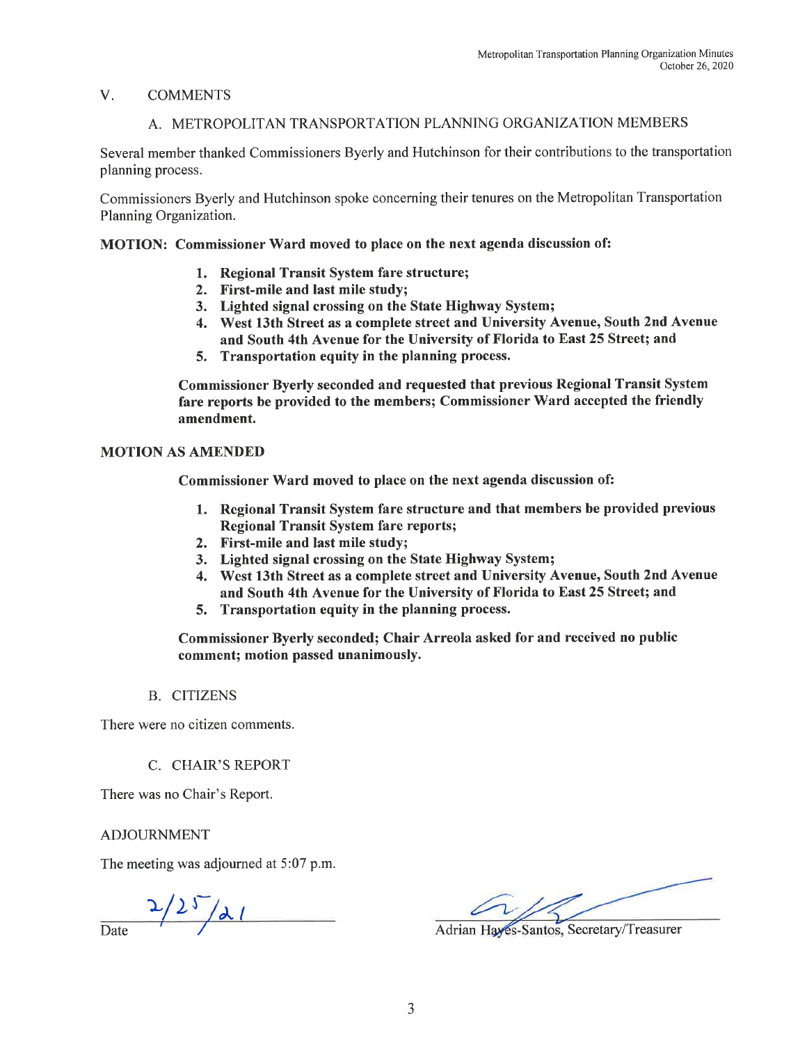## V. COMMENTS

### A. METROPOLITAN TRANSPORTATION PLANNING ORGANIZATION MEMBERS

Several member thanked Commissioners Byerly and Hutchinson for their contributions to the transportation planning process.

Commissioners Byerly and Hutchinson spoke concerning their tenures on the Metropolitan Transportation Planning Organization.

**MOTION: Commissioner Ward moved to place on the next agenda discussion of:**

1. **Regional Transit System fare structure;**
2. **First-mile and last mile study;**
3. **Lighted signal crossing on the State Highway System;**
4. **West 13th Street as a complete street and University Avenue, South 2nd Avenue and South 4th Avenue for the University of Florida to East 25 Street; and**
5. **Transportation equity in the planning process.**

**Commissioner Byerly seconded and requested that previous Regional Transit System fare reports be provided to the members; Commissioner Ward accepted the friendly amendment.**

**MOTION AS AMENDED**

**Commissioner Ward moved to place on the next agenda discussion of:**

1. **Regional Transit System fare structure and that members be provided previous Regional Transit System fare reports;**
2. **First-mile and last mile study;**
3. **Lighted signal crossing on the State Highway System;**
4. **West 13th Street as a complete street and University Avenue, South 2nd Avenue and South 4th Avenue for the University of Florida to East 25 Street; and**
5. **Transportation equity in the planning process.**

**Commissioner Byerly seconded; Chair Arreola asked for and received no public comment; motion passed unanimously.**

### B. CITIZENS

There were no citizen comments.

### C. CHAIR'S REPORT

There was no Chair's Report.

## ADJOURNMENT

The meeting was adjourned at 5:07 p.m.

2/25/21
Date

Adrian Hayes-Santos, Secretary/Treasurer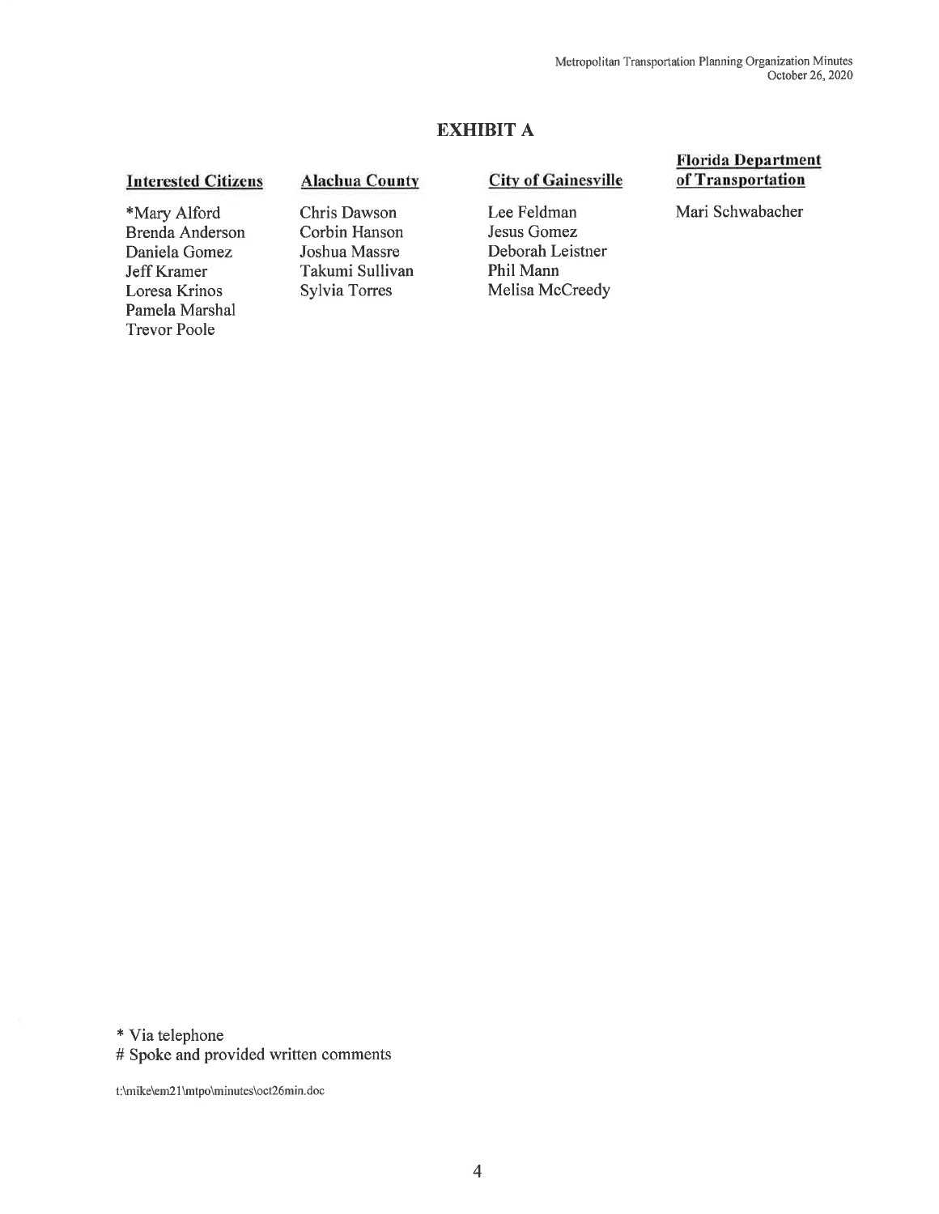## EXHIBIT A

| Interested Citizens | Alachua County | City of Gainesville | Florida Department of Transportation |
|---|---|---|---|
| *Mary Alford | Chris Dawson | Lee Feldman | Mari Schwabacher |
| Brenda Anderson | Corbin Hanson | Jesus Gomez | |
| Daniela Gomez | Joshua Massre | Deborah Leistner | |
| Jeff Kramer | Takumi Sullivan | Phil Mann | |
| Loresa Krinos | Sylvia Torres | Melisa McCreedy | |
| Pamela Marshal | | | |
| Trevor Poole | | | |

* Via telephone
# Spoke and provided written comments

t:\mike\em21\mtpo\minutes\oct26min.doc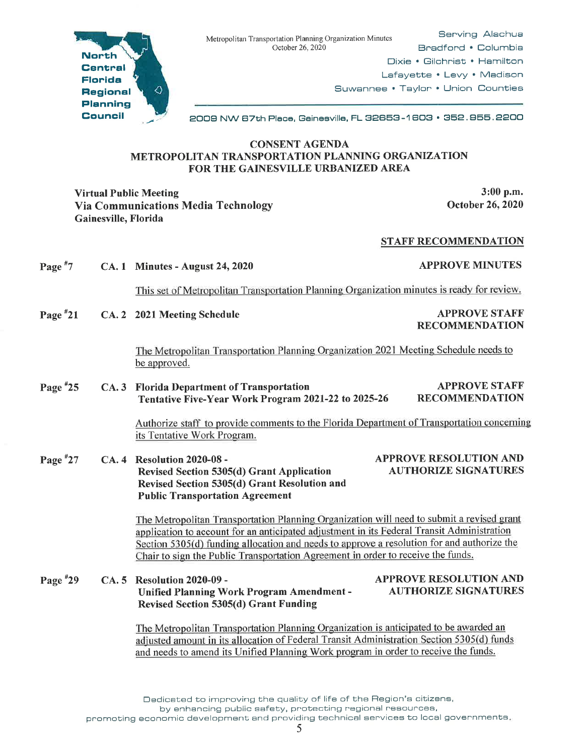North Central Florida Regional Planning Council

Metropolitan Transportation Planning Organization Minutes
October 26, 2020

Serving Alachua
Bradford • Columbia
Dixie • Gilchrist • Hamilton
Lafayette • Levy • Madison
Suwannee • Taylor • Union Counties

2009 NW 67th Place, Gainesville, FL 32653-1603 • 352.955.2200

## CONSENT AGENDA
## METROPOLITAN TRANSPORTATION PLANNING ORGANIZATION FOR THE GAINESVILLE URBANIZED AREA

**Virtual Public Meeting**
**Via Communications Media Technology**
**Gainesville, Florida**

**3:00 p.m.**
**October 26, 2020**

**STAFF RECOMMENDATION**

Page #7 **CA. 1 Minutes - August 24, 2020** — **APPROVE MINUTES**

This set of Metropolitan Transportation Planning Organization minutes is ready for review.

Page #21 **CA. 2 2021 Meeting Schedule** — **APPROVE STAFF RECOMMENDATION**

The Metropolitan Transportation Planning Organization 2021 Meeting Schedule needs to be approved.

Page #25 **CA. 3 Florida Department of Transportation Tentative Five-Year Work Program 2021-22 to 2025-26** — **APPROVE STAFF RECOMMENDATION**

Authorize staff to provide comments to the Florida Department of Transportation concerning its Tentative Work Program.

Page #27 **CA. 4 Resolution 2020-08 - Revised Section 5305(d) Grant Application Revised Section 5305(d) Grant Resolution and Public Transportation Agreement** — **APPROVE RESOLUTION AND AUTHORIZE SIGNATURES**

The Metropolitan Transportation Planning Organization will need to submit a revised grant application to account for an anticipated adjustment in its Federal Transit Administration Section 5305(d) funding allocation and needs to approve a resolution for and authorize the Chair to sign the Public Transportation Agreement in order to receive the funds.

Page #29 **CA. 5 Resolution 2020-09 - Unified Planning Work Program Amendment - Revised Section 5305(d) Grant Funding** — **APPROVE RESOLUTION AND AUTHORIZE SIGNATURES**

The Metropolitan Transportation Planning Organization is anticipated to be awarded an adjusted amount in its allocation of Federal Transit Administration Section 5305(d) funds and needs to amend its Unified Planning Work program in order to receive the funds.

Dedicated to improving the quality of life of the Region's citizens, by enhancing public safety, protecting regional resources, promoting economic development and providing technical services to local governments.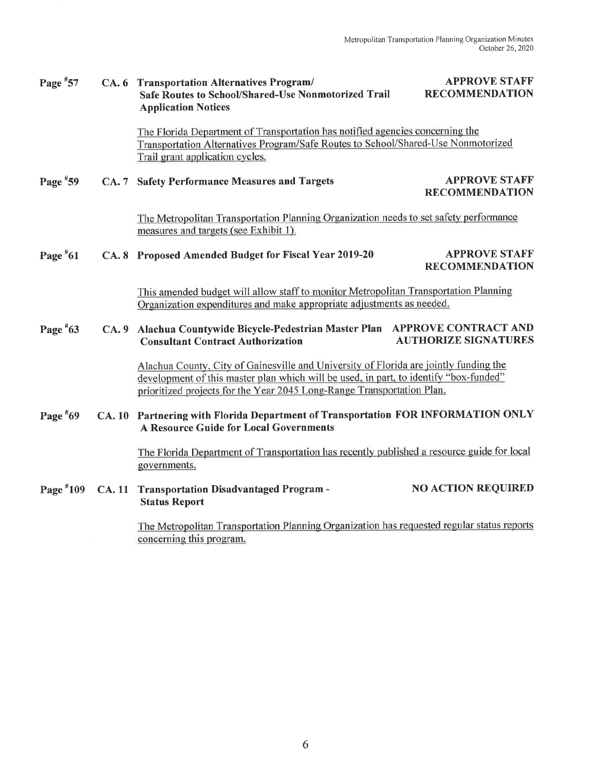**Page #57 CA. 6 Transportation Alternatives Program/ Safe Routes to School/Shared-Use Nonmotorized Trail Application Notices** — **APPROVE STAFF RECOMMENDATION**

The Florida Department of Transportation has notified agencies concerning the Transportation Alternatives Program/Safe Routes to School/Shared-Use Nonmotorized Trail grant application cycles.

**Page #59 CA. 7 Safety Performance Measures and Targets** — **APPROVE STAFF RECOMMENDATION**

The Metropolitan Transportation Planning Organization needs to set safety performance measures and targets (see Exhibit 1).

**Page #61 CA. 8 Proposed Amended Budget for Fiscal Year 2019-20** — **APPROVE STAFF RECOMMENDATION**

This amended budget will allow staff to monitor Metropolitan Transportation Planning Organization expenditures and make appropriate adjustments as needed.

**Page #63 CA. 9 Alachua Countywide Bicycle-Pedestrian Master Plan Consultant Contract Authorization** — **APPROVE CONTRACT AND AUTHORIZE SIGNATURES**

Alachua County, City of Gainesville and University of Florida are jointly funding the development of this master plan which will be used, in part, to identify "box-funded" prioritized projects for the Year 2045 Long-Range Transportation Plan.

**Page #69 CA. 10 Partnering with Florida Department of Transportation A Resource Guide for Local Governments** — **FOR INFORMATION ONLY**

The Florida Department of Transportation has recently published a resource guide for local governments.

**Page #109 CA. 11 Transportation Disadvantaged Program - Status Report** — **NO ACTION REQUIRED**

The Metropolitan Transportation Planning Organization has requested regular status reports concerning this program.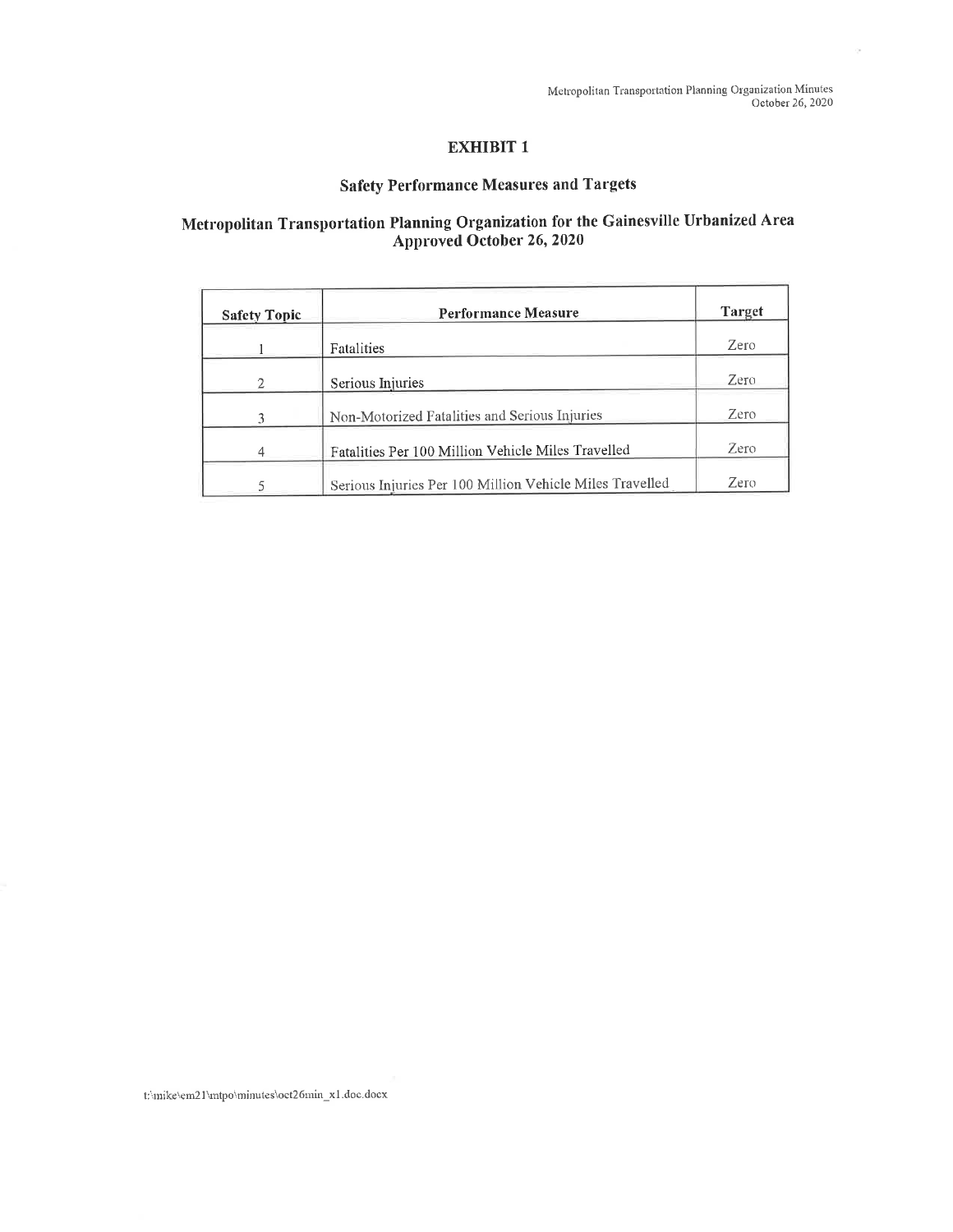## EXHIBIT 1

### Safety Performance Measures and Targets

### Metropolitan Transportation Planning Organization for the Gainesville Urbanized Area
### Approved October 26, 2020

| Safety Topic | Performance Measure | Target |
|---|---|---|
| 1 | Fatalities | Zero |
| 2 | Serious Injuries | Zero |
| 3 | Non-Motorized Fatalities and Serious Injuries | Zero |
| 4 | Fatalities Per 100 Million Vehicle Miles Travelled | Zero |
| 5 | Serious Injuries Per 100 Million Vehicle Miles Travelled | Zero |

t:\mike\em21\mtpo\minutes\oct26min_x1.doc.docx